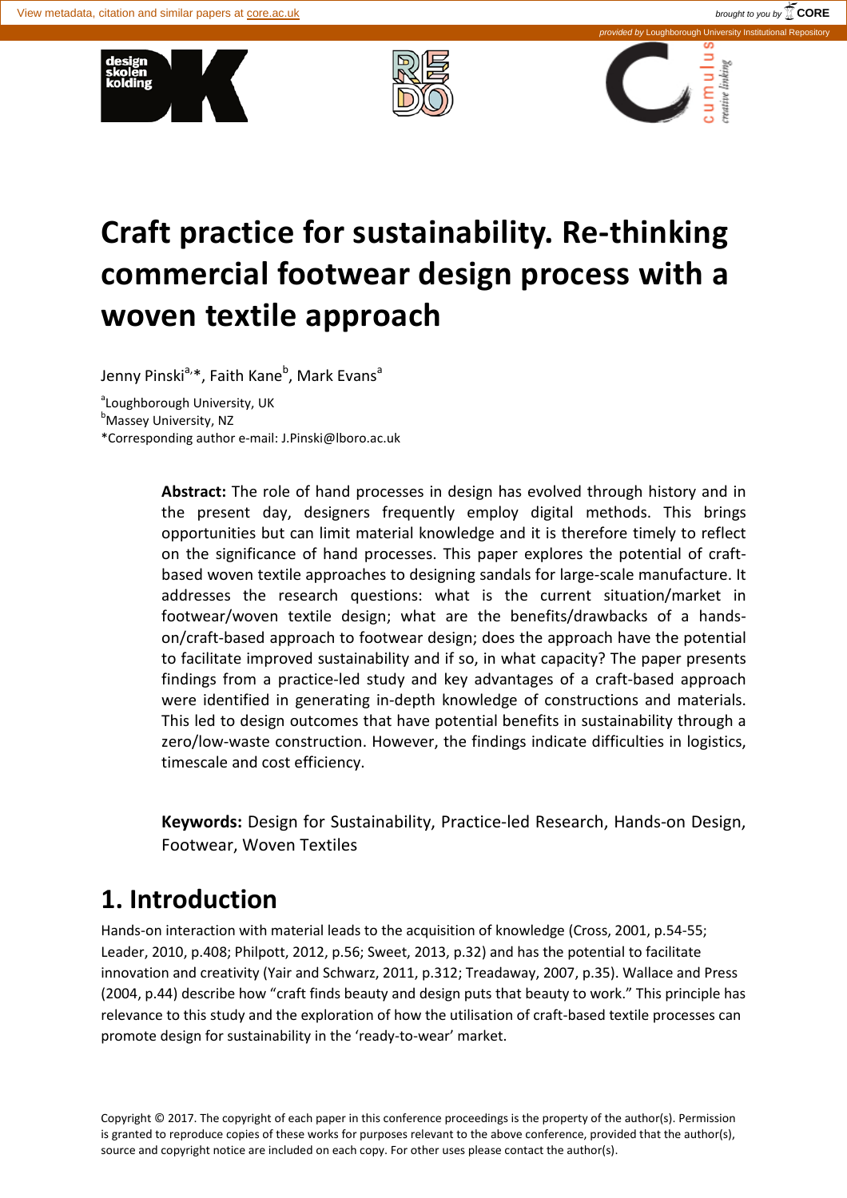# Craft practice for sustainability. Re-thinking commercial footwear design process with a woven textile approach

Jenny Pinski[a,*], Faith Kane[b], Mark Evans[a]

[a]Loughborough University, UK
[b]Massey University, NZ
*Corresponding author e-mail: J.Pinski@lboro.ac.uk

**Abstract:** The role of hand processes in design has evolved through history and in the present day, designers frequently employ digital methods. This brings opportunities but can limit material knowledge and it is therefore timely to reflect on the significance of hand processes. This paper explores the potential of craft-based woven textile approaches to designing sandals for large-scale manufacture. It addresses the research questions: what is the current situation/market in footwear/woven textile design; what are the benefits/drawbacks of a hands-on/craft-based approach to footwear design; does the approach have the potential to facilitate improved sustainability and if so, in what capacity? The paper presents findings from a practice-led study and key advantages of a craft-based approach were identified in generating in-depth knowledge of constructions and materials. This led to design outcomes that have potential benefits in sustainability through a zero/low-waste construction. However, the findings indicate difficulties in logistics, timescale and cost efficiency.

**Keywords:** Design for Sustainability, Practice-led Research, Hands-on Design, Footwear, Woven Textiles

## 1. Introduction

Hands-on interaction with material leads to the acquisition of knowledge (Cross, 2001, p.54-55; Leader, 2010, p.408; Philpott, 2012, p.56; Sweet, 2013, p.32) and has the potential to facilitate innovation and creativity (Yair and Schwarz, 2011, p.312; Treadaway, 2007, p.35). Wallace and Press (2004, p.44) describe how "craft finds beauty and design puts that beauty to work." This principle has relevance to this study and the exploration of how the utilisation of craft-based textile processes can promote design for sustainability in the 'ready-to-wear' market.

Copyright © 2017. The copyright of each paper in this conference proceedings is the property of the author(s). Permission is granted to reproduce copies of these works for purposes relevant to the above conference, provided that the author(s), source and copyright notice are included on each copy. For other uses please contact the author(s).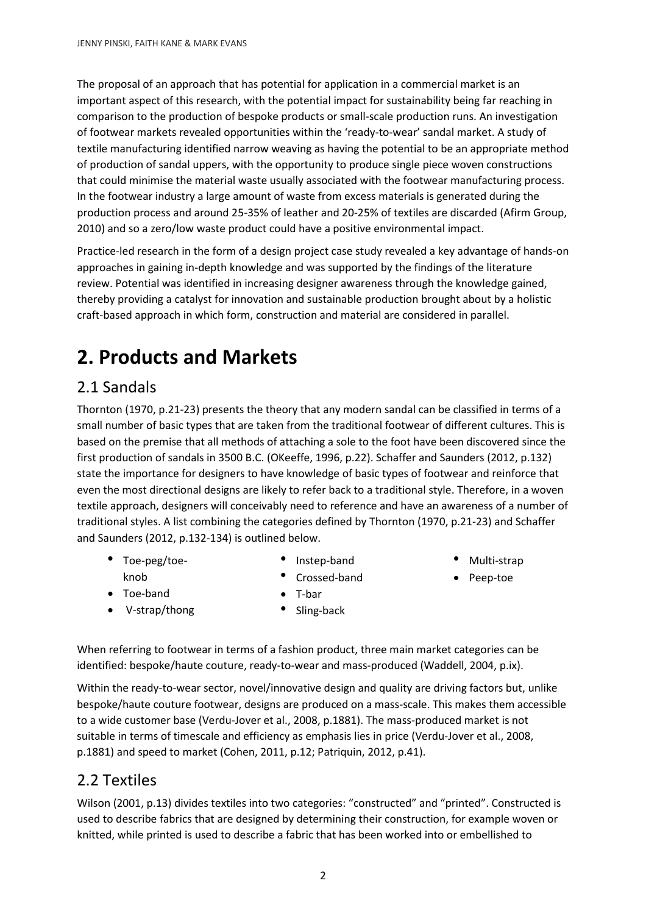The proposal of an approach that has potential for application in a commercial market is an important aspect of this research, with the potential impact for sustainability being far reaching in comparison to the production of bespoke products or small-scale production runs. An investigation of footwear markets revealed opportunities within the 'ready-to-wear' sandal market. A study of textile manufacturing identified narrow weaving as having the potential to be an appropriate method of production of sandal uppers, with the opportunity to produce single piece woven constructions that could minimise the material waste usually associated with the footwear manufacturing process. In the footwear industry a large amount of waste from excess materials is generated during the production process and around 25-35% of leather and 20-25% of textiles are discarded (Afirm Group, 2010) and so a zero/low waste product could have a positive environmental impact.

Practice-led research in the form of a design project case study revealed a key advantage of hands-on approaches in gaining in-depth knowledge and was supported by the findings of the literature review. Potential was identified in increasing designer awareness through the knowledge gained, thereby providing a catalyst for innovation and sustainable production brought about by a holistic craft-based approach in which form, construction and material are considered in parallel.

# 2. Products and Markets

## 2.1 Sandals

Thornton (1970, p.21-23) presents the theory that any modern sandal can be classified in terms of a small number of basic types that are taken from the traditional footwear of different cultures. This is based on the premise that all methods of attaching a sole to the foot have been discovered since the first production of sandals in 3500 B.C. (OKeeffe, 1996, p.22). Schaffer and Saunders (2012, p.132) state the importance for designers to have knowledge of basic types of footwear and reinforce that even the most directional designs are likely to refer back to a traditional style. Therefore, in a woven textile approach, designers will conceivably need to reference and have an awareness of a number of traditional styles. A list combining the categories defined by Thornton (1970, p.21-23) and Schaffer and Saunders (2012, p.132-134) is outlined below.

- Toe-peg/toe-knob
- Toe-band
- V-strap/thong
- Instep-band
- Crossed-band
- T-bar
- Sling-back
- Multi-strap
- Peep-toe

When referring to footwear in terms of a fashion product, three main market categories can be identified: bespoke/haute couture, ready-to-wear and mass-produced (Waddell, 2004, p.ix).

Within the ready-to-wear sector, novel/innovative design and quality are driving factors but, unlike bespoke/haute couture footwear, designs are produced on a mass-scale. This makes them accessible to a wide customer base (Verdu-Jover et al., 2008, p.1881). The mass-produced market is not suitable in terms of timescale and efficiency as emphasis lies in price (Verdu-Jover et al., 2008, p.1881) and speed to market (Cohen, 2011, p.12; Patriquin, 2012, p.41).

## 2.2 Textiles

Wilson (2001, p.13) divides textiles into two categories: "constructed" and "printed". Constructed is used to describe fabrics that are designed by determining their construction, for example woven or knitted, while printed is used to describe a fabric that has been worked into or embellished to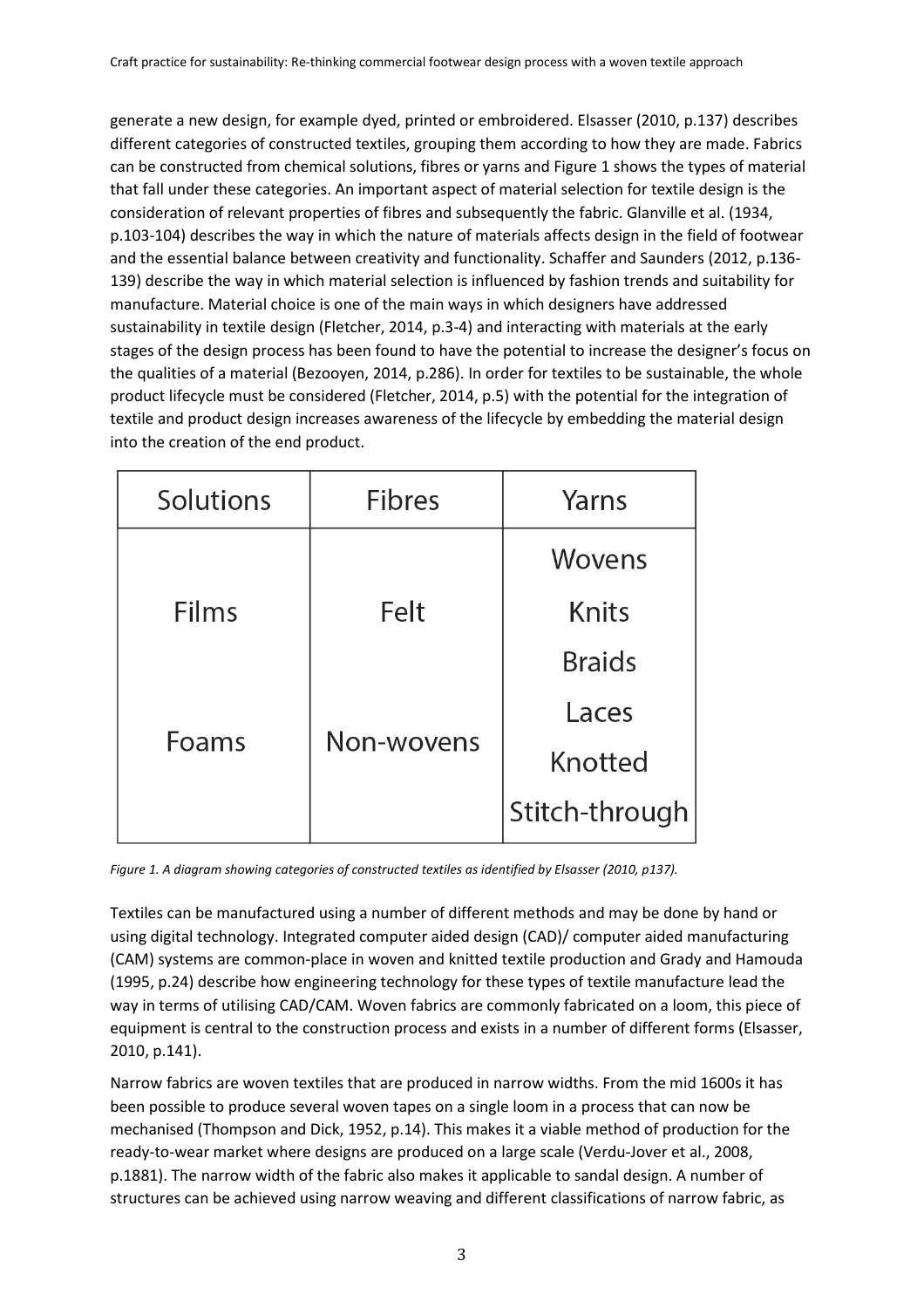generate a new design, for example dyed, printed or embroidered. Elsasser (2010, p.137) describes different categories of constructed textiles, grouping them according to how they are made. Fabrics can be constructed from chemical solutions, fibres or yarns and Figure 1 shows the types of material that fall under these categories. An important aspect of material selection for textile design is the consideration of relevant properties of fibres and subsequently the fabric. Glanville et al. (1934, p.103-104) describes the way in which the nature of materials affects design in the field of footwear and the essential balance between creativity and functionality. Schaffer and Saunders (2012, p.136-139) describe the way in which material selection is influenced by fashion trends and suitability for manufacture. Material choice is one of the main ways in which designers have addressed sustainability in textile design (Fletcher, 2014, p.3-4) and interacting with materials at the early stages of the design process has been found to have the potential to increase the designer's focus on the qualities of a material (Bezooyen, 2014, p.286). In order for textiles to be sustainable, the whole product lifecycle must be considered (Fletcher, 2014, p.5) with the potential for the integration of textile and product design increases awareness of the lifecycle by embedding the material design into the creation of the end product.

| Solutions | Fibres | Yarns |
|---|---|---|
| Films | Felt | Wovens |
| | | Knits |
| | | Braids |
| Foams | Non-wovens | Laces |
| | | Knotted |
| | | Stitch-through |

*Figure 1. A diagram showing categories of constructed textiles as identified by Elsasser (2010, p137).*

Textiles can be manufactured using a number of different methods and may be done by hand or using digital technology. Integrated computer aided design (CAD)/ computer aided manufacturing (CAM) systems are common-place in woven and knitted textile production and Grady and Hamouda (1995, p.24) describe how engineering technology for these types of textile manufacture lead the way in terms of utilising CAD/CAM. Woven fabrics are commonly fabricated on a loom, this piece of equipment is central to the construction process and exists in a number of different forms (Elsasser, 2010, p.141).

Narrow fabrics are woven textiles that are produced in narrow widths. From the mid 1600s it has been possible to produce several woven tapes on a single loom in a process that can now be mechanised (Thompson and Dick, 1952, p.14). This makes it a viable method of production for the ready-to-wear market where designs are produced on a large scale (Verdu-Jover et al., 2008, p.1881). The narrow width of the fabric also makes it applicable to sandal design. A number of structures can be achieved using narrow weaving and different classifications of narrow fabric, as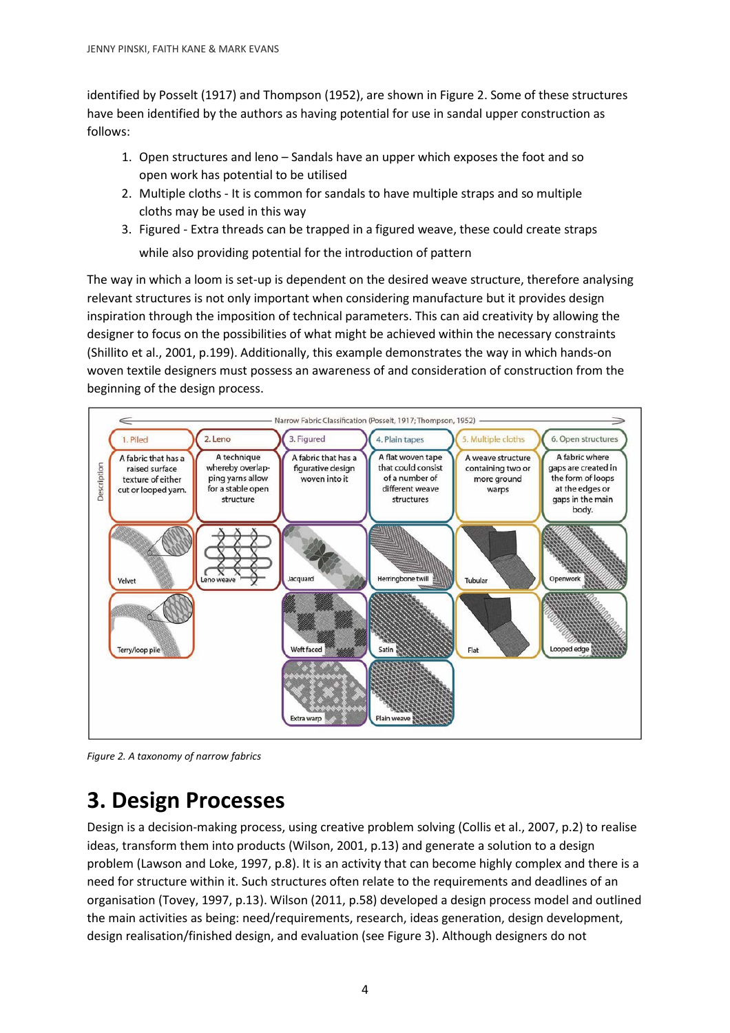identified by Posselt (1917) and Thompson (1952), are shown in Figure 2. Some of these structures have been identified by the authors as having potential for use in sandal upper construction as follows:

1. Open structures and leno – Sandals have an upper which exposes the foot and so open work has potential to be utilised
2. Multiple cloths - It is common for sandals to have multiple straps and so multiple cloths may be used in this way
3. Figured - Extra threads can be trapped in a figured weave, these could create straps while also providing potential for the introduction of pattern

The way in which a loom is set-up is dependent on the desired weave structure, therefore analysing relevant structures is not only important when considering manufacture but it provides design inspiration through the imposition of technical parameters. This can aid creativity by allowing the designer to focus on the possibilities of what might be achieved within the necessary constraints (Shillito et al., 2001, p.199). Additionally, this example demonstrates the way in which hands-on woven textile designers must possess an awareness of and consideration of construction from the beginning of the design process.

*Figure 2. A taxonomy of narrow fabrics*

# 3. Design Processes

Design is a decision-making process, using creative problem solving (Collis et al., 2007, p.2) to realise ideas, transform them into products (Wilson, 2001, p.13) and generate a solution to a design problem (Lawson and Loke, 1997, p.8). It is an activity that can become highly complex and there is a need for structure within it. Such structures often relate to the requirements and deadlines of an organisation (Tovey, 1997, p.13). Wilson (2011, p.58) developed a design process model and outlined the main activities as being: need/requirements, research, ideas generation, design development, design realisation/finished design, and evaluation (see Figure 3). Although designers do not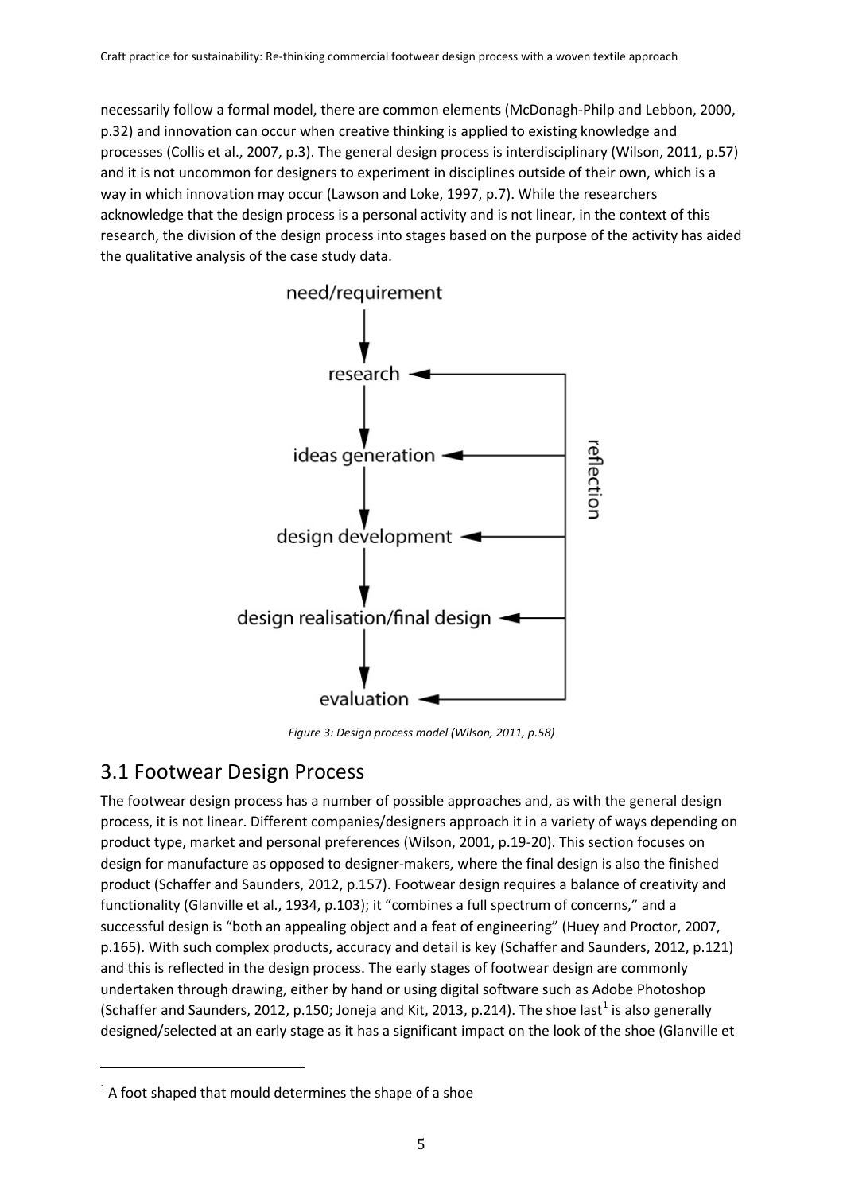necessarily follow a formal model, there are common elements (McDonagh-Philp and Lebbon, 2000, p.32) and innovation can occur when creative thinking is applied to existing knowledge and processes (Collis et al., 2007, p.3). The general design process is interdisciplinary (Wilson, 2011, p.57) and it is not uncommon for designers to experiment in disciplines outside of their own, which is a way in which innovation may occur (Lawson and Loke, 1997, p.7). While the researchers acknowledge that the design process is a personal activity and is not linear, in the context of this research, the division of the design process into stages based on the purpose of the activity has aided the qualitative analysis of the case study data.

*Figure 3: Design process model (Wilson, 2011, p.58)*

## 3.1 Footwear Design Process

The footwear design process has a number of possible approaches and, as with the general design process, it is not linear. Different companies/designers approach it in a variety of ways depending on product type, market and personal preferences (Wilson, 2001, p.19-20). This section focuses on design for manufacture as opposed to designer-makers, where the final design is also the finished product (Schaffer and Saunders, 2012, p.157). Footwear design requires a balance of creativity and functionality (Glanville et al., 1934, p.103); it "combines a full spectrum of concerns," and a successful design is "both an appealing object and a feat of engineering" (Huey and Proctor, 2007, p.165). With such complex products, accuracy and detail is key (Schaffer and Saunders, 2012, p.121) and this is reflected in the design process. The early stages of footwear design are commonly undertaken through drawing, either by hand or using digital software such as Adobe Photoshop (Schaffer and Saunders, 2012, p.150; Joneja and Kit, 2013, p.214). The shoe last[1] is also generally designed/selected at an early stage as it has a significant impact on the look of the shoe (Glanville et

[1] A foot shaped that mould determines the shape of a shoe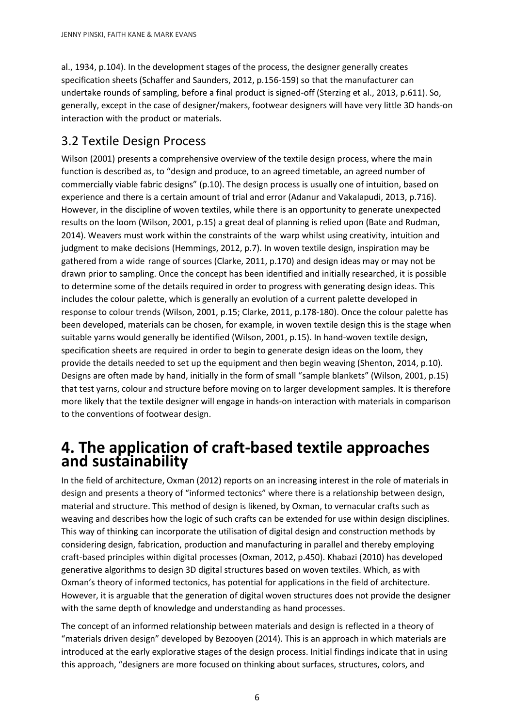al., 1934, p.104). In the development stages of the process, the designer generally creates specification sheets (Schaffer and Saunders, 2012, p.156-159) so that the manufacturer can undertake rounds of sampling, before a final product is signed-off (Sterzing et al., 2013, p.611). So, generally, except in the case of designer/makers, footwear designers will have very little 3D hands-on interaction with the product or materials.

## 3.2 Textile Design Process

Wilson (2001) presents a comprehensive overview of the textile design process, where the main function is described as, to "design and produce, to an agreed timetable, an agreed number of commercially viable fabric designs" (p.10). The design process is usually one of intuition, based on experience and there is a certain amount of trial and error (Adanur and Vakalapudi, 2013, p.716). However, in the discipline of woven textiles, while there is an opportunity to generate unexpected results on the loom (Wilson, 2001, p.15) a great deal of planning is relied upon (Bate and Rudman, 2014). Weavers must work within the constraints of the warp whilst using creativity, intuition and judgment to make decisions (Hemmings, 2012, p.7). In woven textile design, inspiration may be gathered from a wide range of sources (Clarke, 2011, p.170) and design ideas may or may not be drawn prior to sampling. Once the concept has been identified and initially researched, it is possible to determine some of the details required in order to progress with generating design ideas. This includes the colour palette, which is generally an evolution of a current palette developed in response to colour trends (Wilson, 2001, p.15; Clarke, 2011, p.178-180). Once the colour palette has been developed, materials can be chosen, for example, in woven textile design this is the stage when suitable yarns would generally be identified (Wilson, 2001, p.15). In hand-woven textile design, specification sheets are required in order to begin to generate design ideas on the loom, they provide the details needed to set up the equipment and then begin weaving (Shenton, 2014, p.10). Designs are often made by hand, initially in the form of small "sample blankets" (Wilson, 2001, p.15) that test yarns, colour and structure before moving on to larger development samples. It is therefore more likely that the textile designer will engage in hands-on interaction with materials in comparison to the conventions of footwear design.

# 4. The application of craft-based textile approaches and sustainability

In the field of architecture, Oxman (2012) reports on an increasing interest in the role of materials in design and presents a theory of "informed tectonics" where there is a relationship between design, material and structure. This method of design is likened, by Oxman, to vernacular crafts such as weaving and describes how the logic of such crafts can be extended for use within design disciplines. This way of thinking can incorporate the utilisation of digital design and construction methods by considering design, fabrication, production and manufacturing in parallel and thereby employing craft-based principles within digital processes (Oxman, 2012, p.450). Khabazi (2010) has developed generative algorithms to design 3D digital structures based on woven textiles. Which, as with Oxman's theory of informed tectonics, has potential for applications in the field of architecture. However, it is arguable that the generation of digital woven structures does not provide the designer with the same depth of knowledge and understanding as hand processes.

The concept of an informed relationship between materials and design is reflected in a theory of "materials driven design" developed by Bezooyen (2014). This is an approach in which materials are introduced at the early explorative stages of the design process. Initial findings indicate that in using this approach, "designers are more focused on thinking about surfaces, structures, colors, and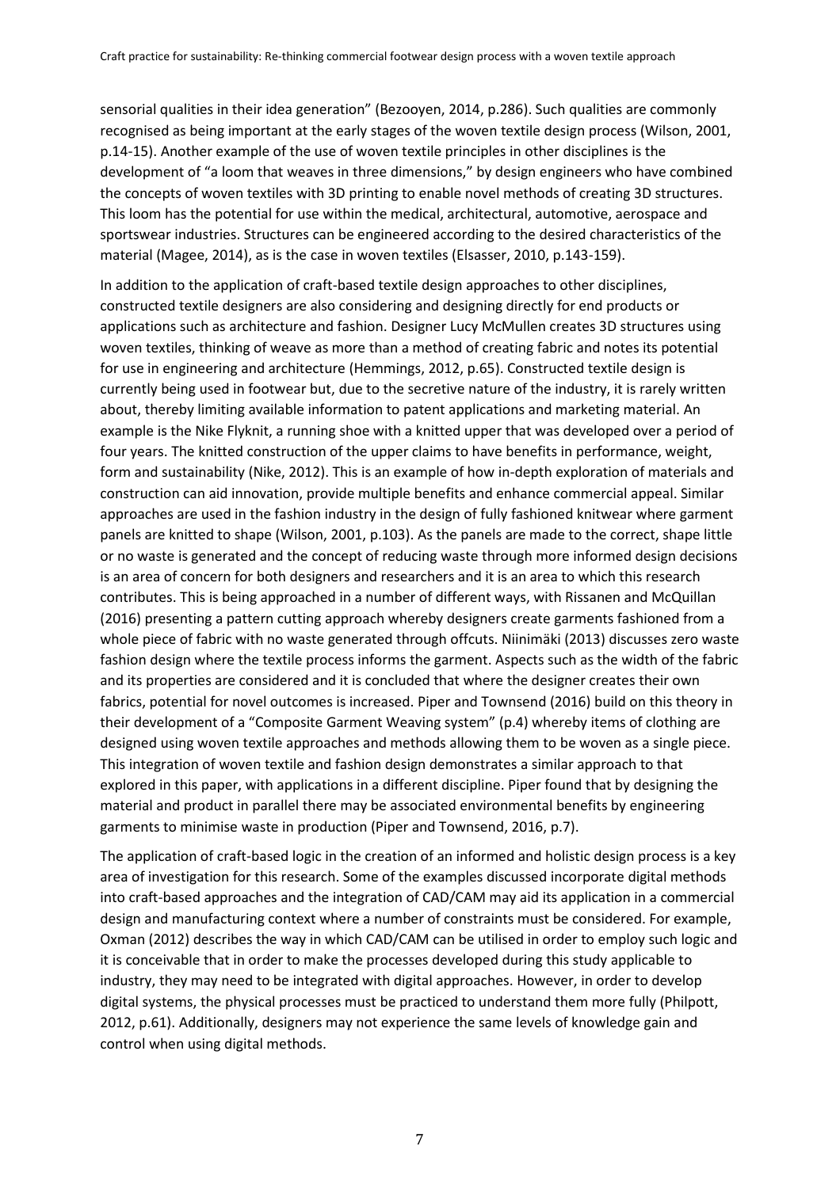sensorial qualities in their idea generation" (Bezooyen, 2014, p.286). Such qualities are commonly recognised as being important at the early stages of the woven textile design process (Wilson, 2001, p.14-15). Another example of the use of woven textile principles in other disciplines is the development of "a loom that weaves in three dimensions," by design engineers who have combined the concepts of woven textiles with 3D printing to enable novel methods of creating 3D structures. This loom has the potential for use within the medical, architectural, automotive, aerospace and sportswear industries. Structures can be engineered according to the desired characteristics of the material (Magee, 2014), as is the case in woven textiles (Elsasser, 2010, p.143-159).

In addition to the application of craft-based textile design approaches to other disciplines, constructed textile designers are also considering and designing directly for end products or applications such as architecture and fashion. Designer Lucy McMullen creates 3D structures using woven textiles, thinking of weave as more than a method of creating fabric and notes its potential for use in engineering and architecture (Hemmings, 2012, p.65). Constructed textile design is currently being used in footwear but, due to the secretive nature of the industry, it is rarely written about, thereby limiting available information to patent applications and marketing material. An example is the Nike Flyknit, a running shoe with a knitted upper that was developed over a period of four years. The knitted construction of the upper claims to have benefits in performance, weight, form and sustainability (Nike, 2012). This is an example of how in-depth exploration of materials and construction can aid innovation, provide multiple benefits and enhance commercial appeal. Similar approaches are used in the fashion industry in the design of fully fashioned knitwear where garment panels are knitted to shape (Wilson, 2001, p.103). As the panels are made to the correct, shape little or no waste is generated and the concept of reducing waste through more informed design decisions is an area of concern for both designers and researchers and it is an area to which this research contributes. This is being approached in a number of different ways, with Rissanen and McQuillan (2016) presenting a pattern cutting approach whereby designers create garments fashioned from a whole piece of fabric with no waste generated through offcuts. Niinimäki (2013) discusses zero waste fashion design where the textile process informs the garment. Aspects such as the width of the fabric and its properties are considered and it is concluded that where the designer creates their own fabrics, potential for novel outcomes is increased. Piper and Townsend (2016) build on this theory in their development of a "Composite Garment Weaving system" (p.4) whereby items of clothing are designed using woven textile approaches and methods allowing them to be woven as a single piece. This integration of woven textile and fashion design demonstrates a similar approach to that explored in this paper, with applications in a different discipline. Piper found that by designing the material and product in parallel there may be associated environmental benefits by engineering garments to minimise waste in production (Piper and Townsend, 2016, p.7).

The application of craft-based logic in the creation of an informed and holistic design process is a key area of investigation for this research. Some of the examples discussed incorporate digital methods into craft-based approaches and the integration of CAD/CAM may aid its application in a commercial design and manufacturing context where a number of constraints must be considered. For example, Oxman (2012) describes the way in which CAD/CAM can be utilised in order to employ such logic and it is conceivable that in order to make the processes developed during this study applicable to industry, they may need to be integrated with digital approaches. However, in order to develop digital systems, the physical processes must be practiced to understand them more fully (Philpott, 2012, p.61). Additionally, designers may not experience the same levels of knowledge gain and control when using digital methods.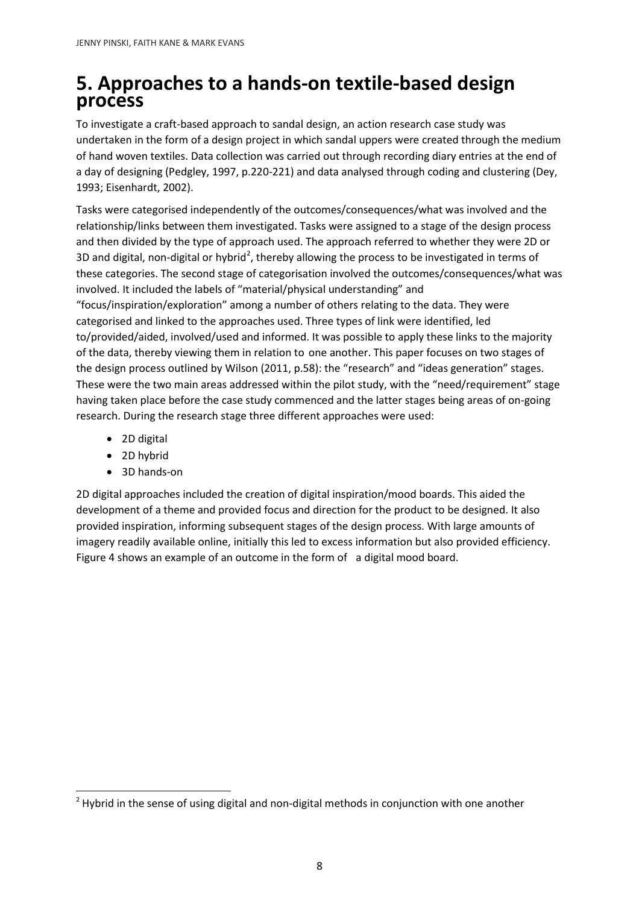# 5. Approaches to a hands-on textile-based design process

To investigate a craft-based approach to sandal design, an action research case study was undertaken in the form of a design project in which sandal uppers were created through the medium of hand woven textiles. Data collection was carried out through recording diary entries at the end of a day of designing (Pedgley, 1997, p.220-221) and data analysed through coding and clustering (Dey, 1993; Eisenhardt, 2002).

Tasks were categorised independently of the outcomes/consequences/what was involved and the relationship/links between them investigated. Tasks were assigned to a stage of the design process and then divided by the type of approach used. The approach referred to whether they were 2D or 3D and digital, non-digital or hybrid[2], thereby allowing the process to be investigated in terms of these categories. The second stage of categorisation involved the outcomes/consequences/what was involved. It included the labels of "material/physical understanding" and "focus/inspiration/exploration" among a number of others relating to the data. They were categorised and linked to the approaches used. Three types of link were identified, led to/provided/aided, involved/used and informed. It was possible to apply these links to the majority of the data, thereby viewing them in relation to one another. This paper focuses on two stages of the design process outlined by Wilson (2011, p.58): the "research" and "ideas generation" stages. These were the two main areas addressed within the pilot study, with the "need/requirement" stage having taken place before the case study commenced and the latter stages being areas of on-going research. During the research stage three different approaches were used:

- 2D digital
- 2D hybrid
- 3D hands-on

2D digital approaches included the creation of digital inspiration/mood boards. This aided the development of a theme and provided focus and direction for the product to be designed. It also provided inspiration, informing subsequent stages of the design process. With large amounts of imagery readily available online, initially this led to excess information but also provided efficiency. Figure 4 shows an example of an outcome in the form of a digital mood board.

[2] Hybrid in the sense of using digital and non-digital methods in conjunction with one another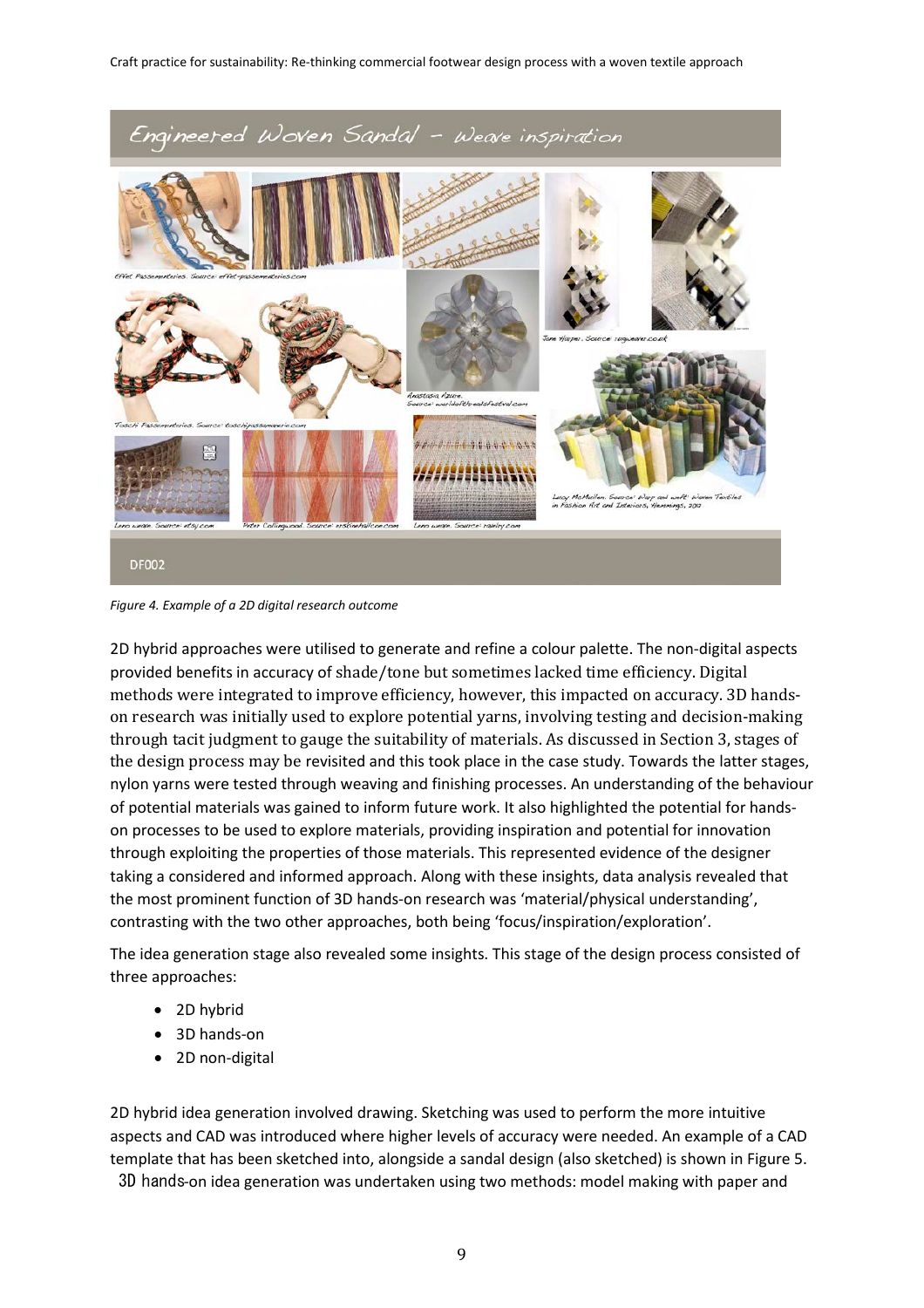*Figure 4. Example of a 2D digital research outcome*

2D hybrid approaches were utilised to generate and refine a colour palette. The non-digital aspects provided benefits in accuracy of shade/tone but sometimes lacked time efficiency. Digital methods were integrated to improve efficiency, however, this impacted on accuracy. 3D hands-on research was initially used to explore potential yarns, involving testing and decision-making through tacit judgment to gauge the suitability of materials. As discussed in Section 3, stages of the design process may be revisited and this took place in the case study. Towards the latter stages, nylon yarns were tested through weaving and finishing processes. An understanding of the behaviour of potential materials was gained to inform future work. It also highlighted the potential for hands-on processes to be used to explore materials, providing inspiration and potential for innovation through exploiting the properties of those materials. This represented evidence of the designer taking a considered and informed approach. Along with these insights, data analysis revealed that the most prominent function of 3D hands-on research was 'material/physical understanding', contrasting with the two other approaches, both being 'focus/inspiration/exploration'.

The idea generation stage also revealed some insights. This stage of the design process consisted of three approaches:

- 2D hybrid
- 3D hands-on
- 2D non-digital

2D hybrid idea generation involved drawing. Sketching was used to perform the more intuitive aspects and CAD was introduced where higher levels of accuracy were needed. An example of a CAD template that has been sketched into, alongside a sandal design (also sketched) is shown in Figure 5. 3D hands-on idea generation was undertaken using two methods: model making with paper and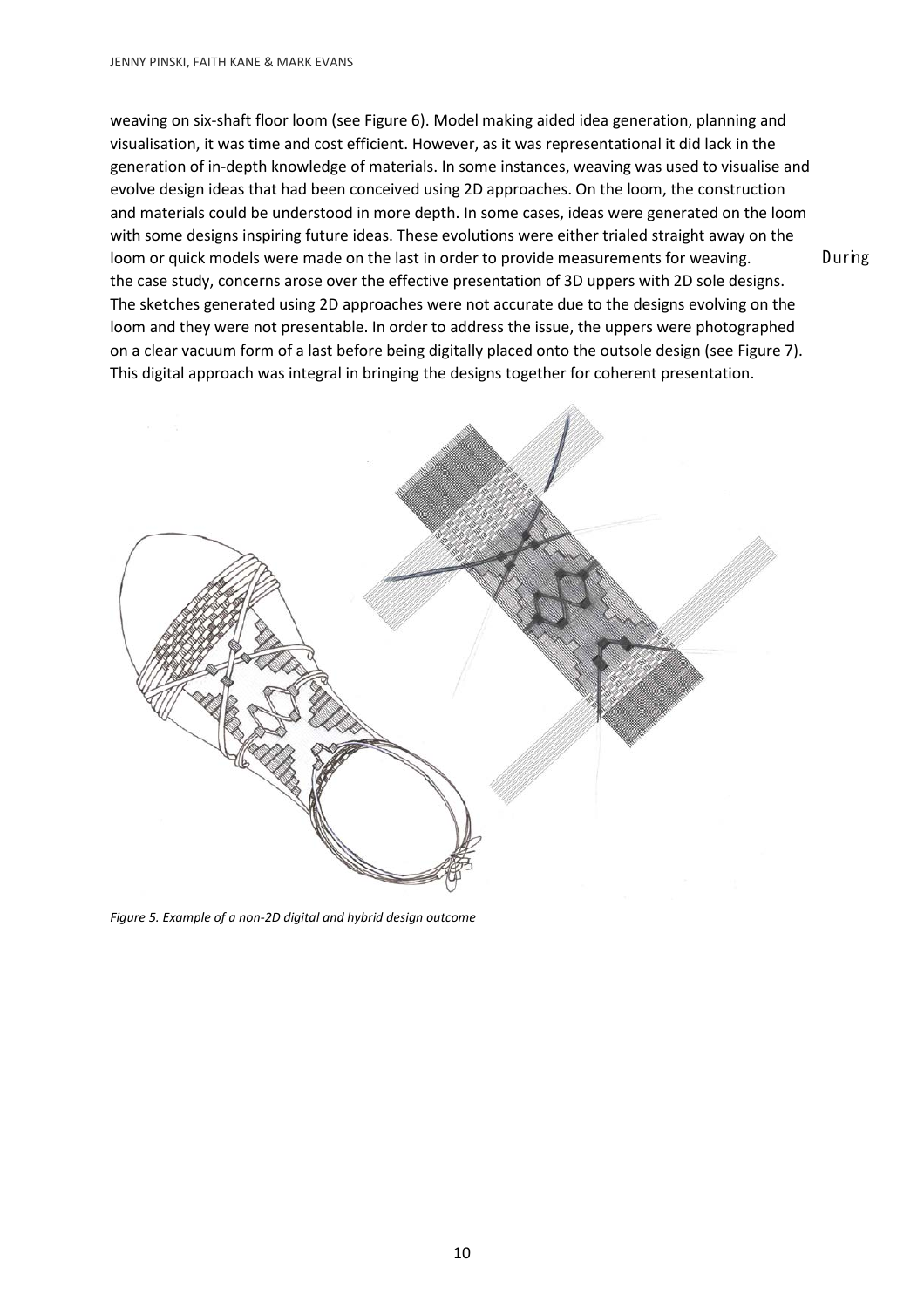weaving on six-shaft floor loom (see Figure 6). Model making aided idea generation, planning and visualisation, it was time and cost efficient. However, as it was representational it did lack in the generation of in-depth knowledge of materials. In some instances, weaving was used to visualise and evolve design ideas that had been conceived using 2D approaches. On the loom, the construction and materials could be understood in more depth. In some cases, ideas were generated on the loom with some designs inspiring future ideas. These evolutions were either trialed straight away on the loom or quick models were made on the last in order to provide measurements for weaving. During the case study, concerns arose over the effective presentation of 3D uppers with 2D sole designs. The sketches generated using 2D approaches were not accurate due to the designs evolving on the loom and they were not presentable. In order to address the issue, the uppers were photographed on a clear vacuum form of a last before being digitally placed onto the outsole design (see Figure 7). This digital approach was integral in bringing the designs together for coherent presentation.

*Figure 5. Example of a non-2D digital and hybrid design outcome*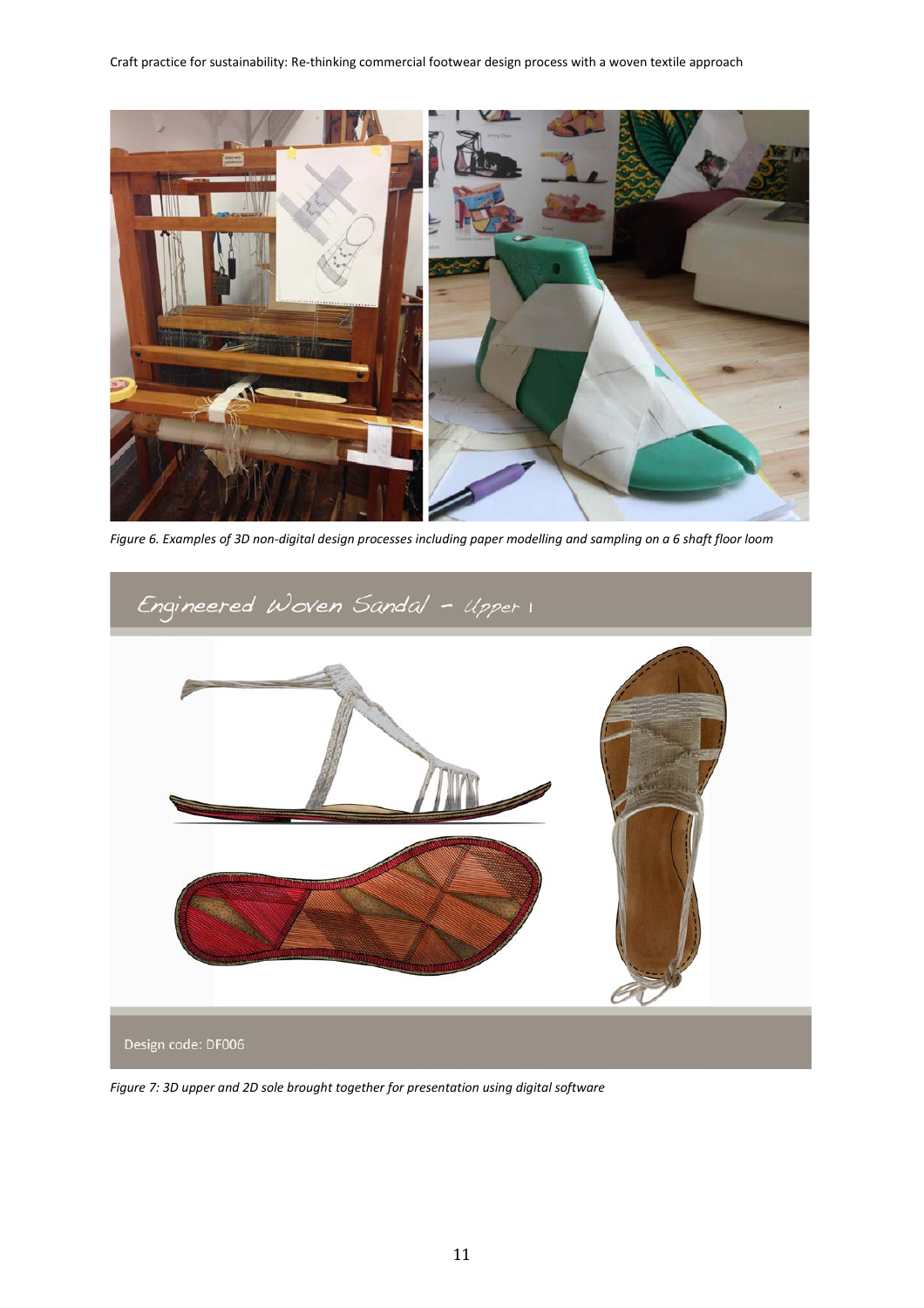*Figure 6. Examples of 3D non-digital design processes including paper modelling and sampling on a 6 shaft floor loom*

*Figure 7: 3D upper and 2D sole brought together for presentation using digital software*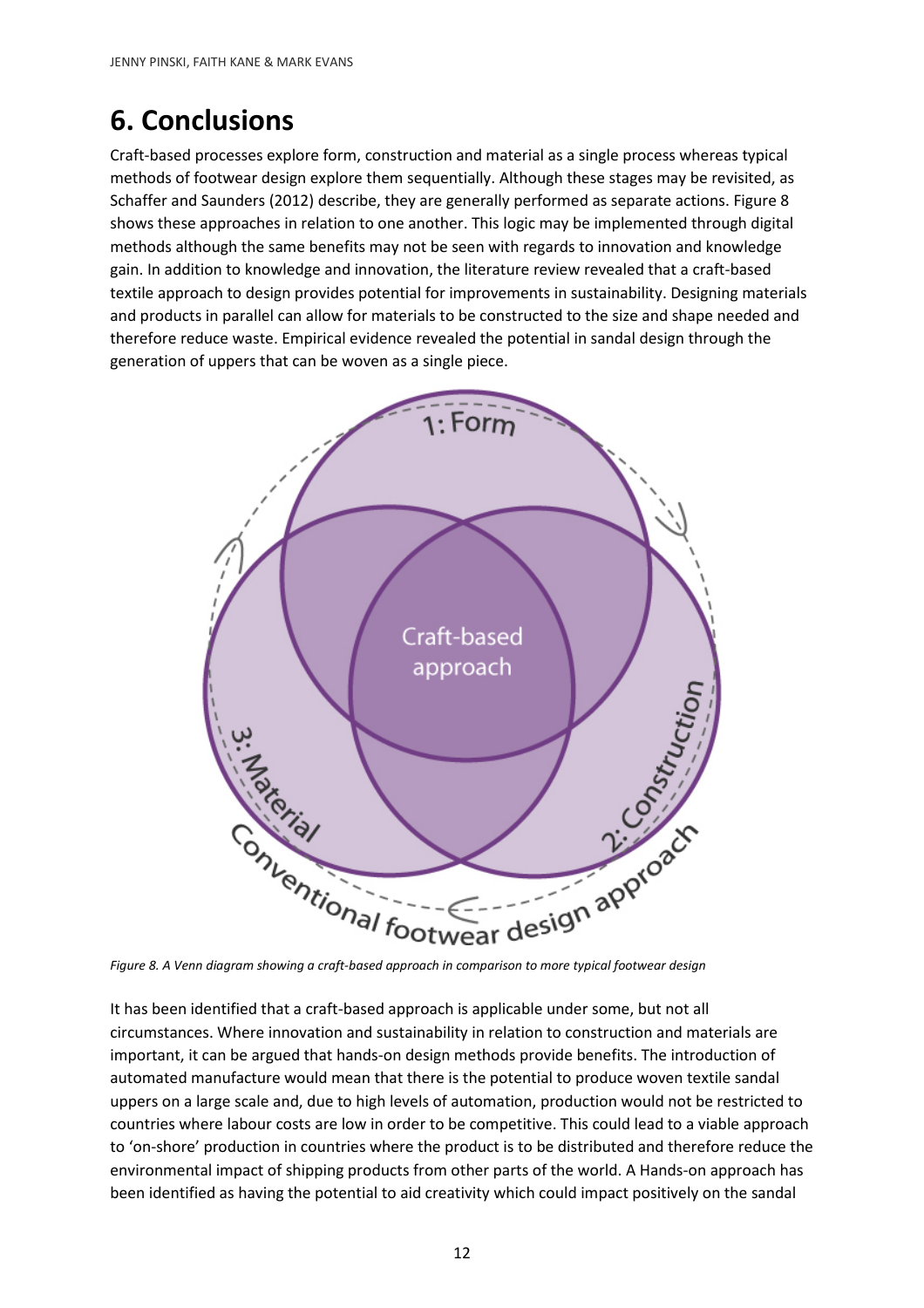# 6. Conclusions

Craft-based processes explore form, construction and material as a single process whereas typical methods of footwear design explore them sequentially. Although these stages may be revisited, as Schaffer and Saunders (2012) describe, they are generally performed as separate actions. Figure 8 shows these approaches in relation to one another. This logic may be implemented through digital methods although the same benefits may not be seen with regards to innovation and knowledge gain. In addition to knowledge and innovation, the literature review revealed that a craft-based textile approach to design provides potential for improvements in sustainability. Designing materials and products in parallel can allow for materials to be constructed to the size and shape needed and therefore reduce waste. Empirical evidence revealed the potential in sandal design through the generation of uppers that can be woven as a single piece.

*Figure 8. A Venn diagram showing a craft-based approach in comparison to more typical footwear design*

It has been identified that a craft-based approach is applicable under some, but not all circumstances. Where innovation and sustainability in relation to construction and materials are important, it can be argued that hands-on design methods provide benefits. The introduction of automated manufacture would mean that there is the potential to produce woven textile sandal uppers on a large scale and, due to high levels of automation, production would not be restricted to countries where labour costs are low in order to be competitive. This could lead to a viable approach to 'on-shore' production in countries where the product is to be distributed and therefore reduce the environmental impact of shipping products from other parts of the world. A Hands-on approach has been identified as having the potential to aid creativity which could impact positively on the sandal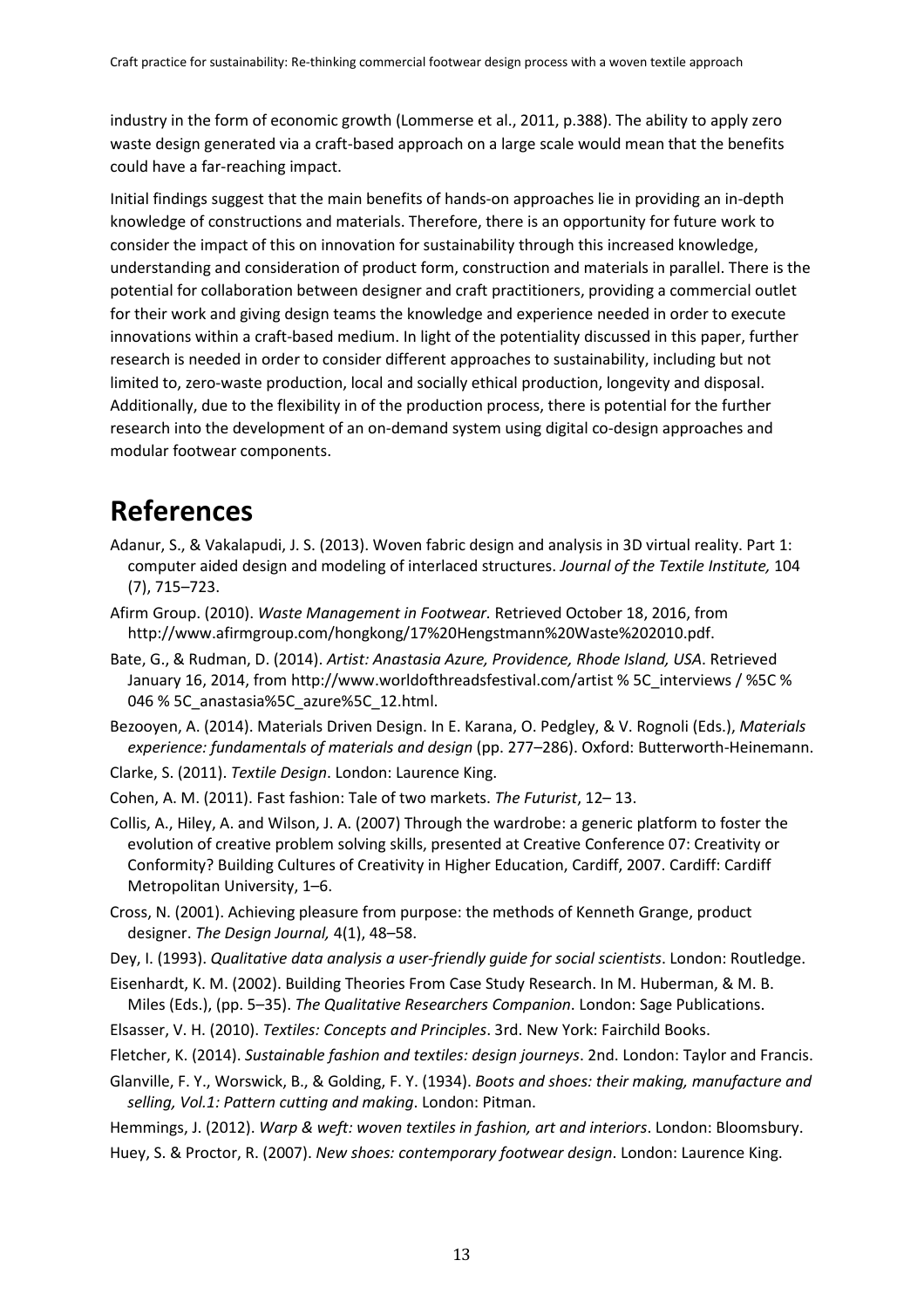industry in the form of economic growth (Lommerse et al., 2011, p.388). The ability to apply zero waste design generated via a craft-based approach on a large scale would mean that the benefits could have a far-reaching impact.

Initial findings suggest that the main benefits of hands-on approaches lie in providing an in-depth knowledge of constructions and materials. Therefore, there is an opportunity for future work to consider the impact of this on innovation for sustainability through this increased knowledge, understanding and consideration of product form, construction and materials in parallel. There is the potential for collaboration between designer and craft practitioners, providing a commercial outlet for their work and giving design teams the knowledge and experience needed in order to execute innovations within a craft-based medium. In light of the potentiality discussed in this paper, further research is needed in order to consider different approaches to sustainability, including but not limited to, zero-waste production, local and socially ethical production, longevity and disposal. Additionally, due to the flexibility in of the production process, there is potential for the further research into the development of an on-demand system using digital co-design approaches and modular footwear components.

# References

Adanur, S., & Vakalapudi, J. S. (2013). Woven fabric design and analysis in 3D virtual reality. Part 1: computer aided design and modeling of interlaced structures. *Journal of the Textile Institute,* 104 (7), 715–723.

Afirm Group. (2010). *Waste Management in Footwear.* Retrieved October 18, 2016, from http://www.afirmgroup.com/hongkong/17%20Hengstmann%20Waste%202010.pdf.

Bate, G., & Rudman, D. (2014). *Artist: Anastasia Azure, Providence, Rhode Island, USA*. Retrieved January 16, 2014, from http://www.worldofthreadsfestival.com/artist % 5C_interviews / %5C % 046 % 5C_anastasia%5C_azure%5C_12.html.

Bezooyen, A. (2014). Materials Driven Design. In E. Karana, O. Pedgley, & V. Rognoli (Eds.), *Materials experience: fundamentals of materials and design* (pp. 277–286). Oxford: Butterworth-Heinemann.

Clarke, S. (2011). *Textile Design*. London: Laurence King.

Cohen, A. M. (2011). Fast fashion: Tale of two markets. *The Futurist*, 12– 13.

Collis, A., Hiley, A. and Wilson, J. A. (2007) Through the wardrobe: a generic platform to foster the evolution of creative problem solving skills, presented at Creative Conference 07: Creativity or Conformity? Building Cultures of Creativity in Higher Education, Cardiff, 2007. Cardiff: Cardiff Metropolitan University, 1–6.

Cross, N. (2001). Achieving pleasure from purpose: the methods of Kenneth Grange, product designer. *The Design Journal,* 4(1), 48–58.

Dey, I. (1993). *Qualitative data analysis a user-friendly guide for social scientists*. London: Routledge.

Eisenhardt, K. M. (2002). Building Theories From Case Study Research. In M. Huberman, & M. B. Miles (Eds.), (pp. 5–35). *The Qualitative Researchers Companion*. London: Sage Publications.

Elsasser, V. H. (2010). *Textiles: Concepts and Principles*. 3rd. New York: Fairchild Books.

Fletcher, K. (2014). *Sustainable fashion and textiles: design journeys*. 2nd. London: Taylor and Francis.

Glanville, F. Y., Worswick, B., & Golding, F. Y. (1934). *Boots and shoes: their making, manufacture and selling, Vol.1: Pattern cutting and making*. London: Pitman.

Hemmings, J. (2012). *Warp & weft: woven textiles in fashion, art and interiors*. London: Bloomsbury.

Huey, S. & Proctor, R. (2007). *New shoes: contemporary footwear design*. London: Laurence King.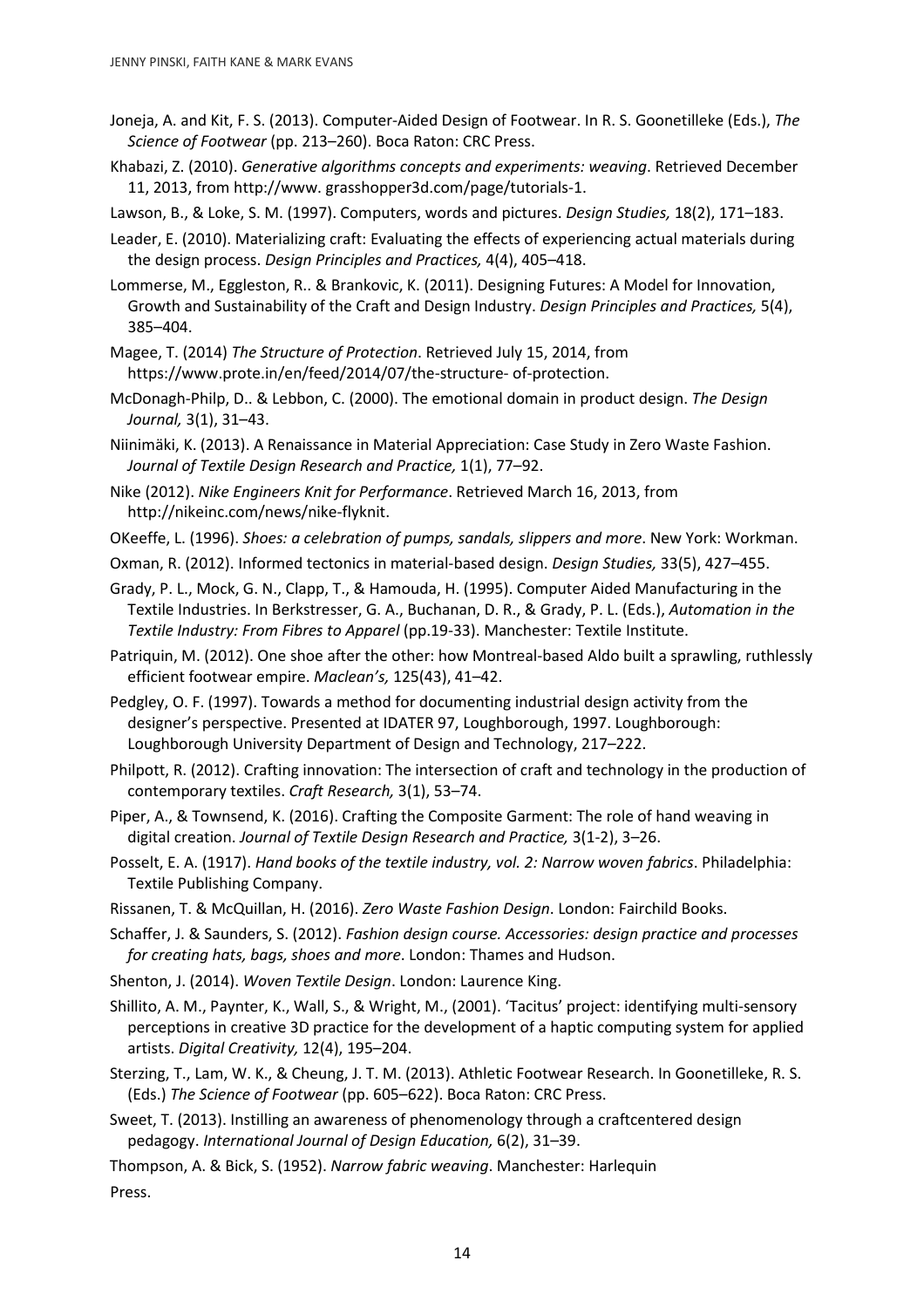Joneja, A. and Kit, F. S. (2013). Computer-Aided Design of Footwear. In R. S. Goonetilleke (Eds.), *The Science of Footwear* (pp. 213–260). Boca Raton: CRC Press.

Khabazi, Z. (2010). *Generative algorithms concepts and experiments: weaving*. Retrieved December 11, 2013, from http://www. grasshopper3d.com/page/tutorials-1.

Lawson, B., & Loke, S. M. (1997). Computers, words and pictures. *Design Studies,* 18(2), 171–183.

Leader, E. (2010). Materializing craft: Evaluating the effects of experiencing actual materials during the design process. *Design Principles and Practices,* 4(4), 405–418.

Lommerse, M., Eggleston, R.. & Brankovic, K. (2011). Designing Futures: A Model for Innovation, Growth and Sustainability of the Craft and Design Industry. *Design Principles and Practices,* 5(4), 385–404.

Magee, T. (2014) *The Structure of Protection*. Retrieved July 15, 2014, from https://www.prote.in/en/feed/2014/07/the-structure- of-protection.

McDonagh-Philp, D.. & Lebbon, C. (2000). The emotional domain in product design. *The Design Journal,* 3(1), 31–43.

Niinimäki, K. (2013). A Renaissance in Material Appreciation: Case Study in Zero Waste Fashion. *Journal of Textile Design Research and Practice,* 1(1), 77–92.

Nike (2012). *Nike Engineers Knit for Performance*. Retrieved March 16, 2013, from http://nikeinc.com/news/nike-flyknit.

OKeeffe, L. (1996). *Shoes: a celebration of pumps, sandals, slippers and more*. New York: Workman.

Oxman, R. (2012). Informed tectonics in material-based design. *Design Studies,* 33(5), 427–455.

Grady, P. L., Mock, G. N., Clapp, T., & Hamouda, H. (1995). Computer Aided Manufacturing in the Textile Industries. In Berkstresser, G. A., Buchanan, D. R., & Grady, P. L. (Eds.), *Automation in the Textile Industry: From Fibres to Apparel* (pp.19-33). Manchester: Textile Institute.

Patriquin, M. (2012). One shoe after the other: how Montreal-based Aldo built a sprawling, ruthlessly efficient footwear empire. *Maclean's,* 125(43), 41–42.

Pedgley, O. F. (1997). Towards a method for documenting industrial design activity from the designer's perspective. Presented at IDATER 97, Loughborough, 1997. Loughborough: Loughborough University Department of Design and Technology, 217–222.

Philpott, R. (2012). Crafting innovation: The intersection of craft and technology in the production of contemporary textiles. *Craft Research,* 3(1), 53–74.

Piper, A., & Townsend, K. (2016). Crafting the Composite Garment: The role of hand weaving in digital creation. *Journal of Textile Design Research and Practice,* 3(1-2), 3–26.

Posselt, E. A. (1917). *Hand books of the textile industry, vol. 2: Narrow woven fabrics*. Philadelphia: Textile Publishing Company.

Rissanen, T. & McQuillan, H. (2016). *Zero Waste Fashion Design*. London: Fairchild Books.

Schaffer, J. & Saunders, S. (2012). *Fashion design course. Accessories: design practice and processes for creating hats, bags, shoes and more*. London: Thames and Hudson.

Shenton, J. (2014). *Woven Textile Design*. London: Laurence King.

Shillito, A. M., Paynter, K., Wall, S., & Wright, M., (2001). 'Tacitus' project: identifying multi-sensory perceptions in creative 3D practice for the development of a haptic computing system for applied artists. *Digital Creativity,* 12(4), 195–204.

Sterzing, T., Lam, W. K., & Cheung, J. T. M. (2013). Athletic Footwear Research. In Goonetilleke, R. S. (Eds.) *The Science of Footwear* (pp. 605–622). Boca Raton: CRC Press.

Sweet, T. (2013). Instilling an awareness of phenomenology through a craftcentered design pedagogy. *International Journal of Design Education,* 6(2), 31–39.

Thompson, A. & Bick, S. (1952). *Narrow fabric weaving*. Manchester: Harlequin Press.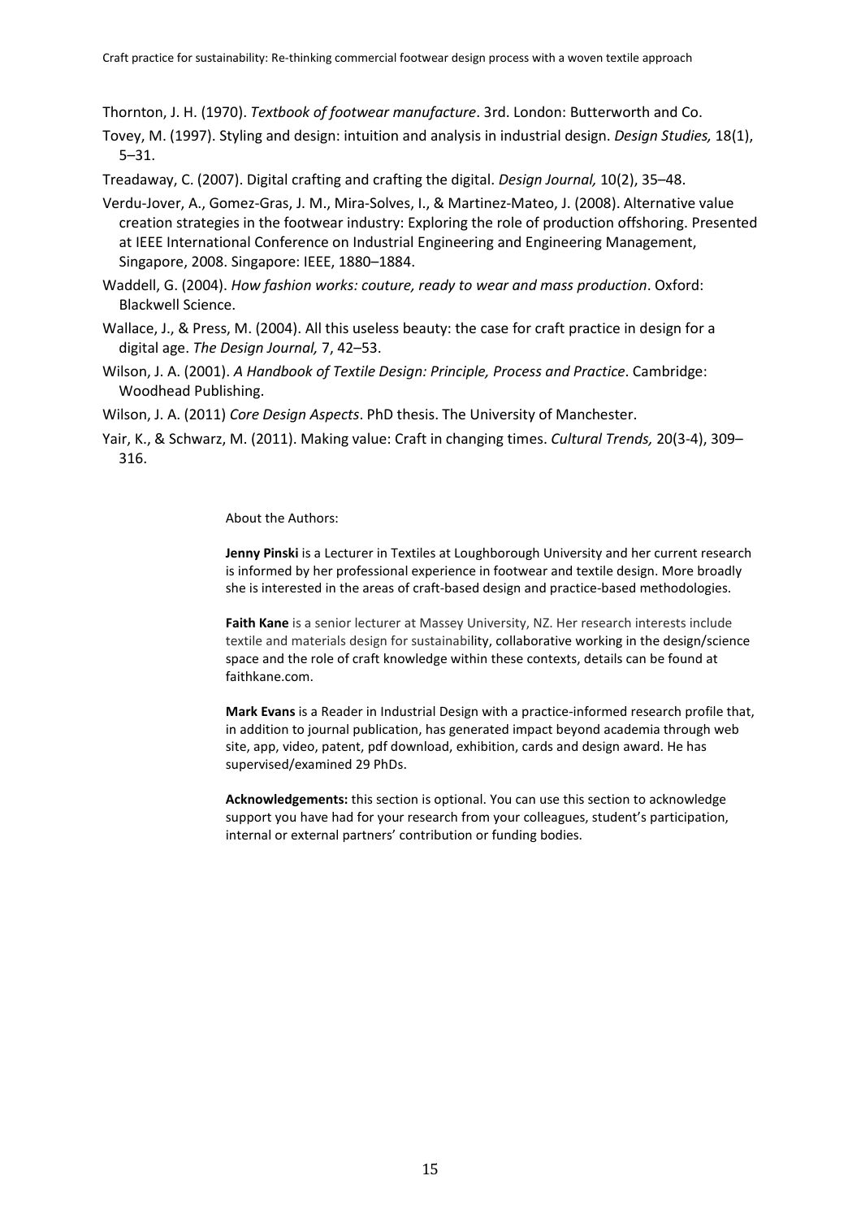Thornton, J. H. (1970). *Textbook of footwear manufacture*. 3rd. London: Butterworth and Co.

Tovey, M. (1997). Styling and design: intuition and analysis in industrial design. *Design Studies,* 18(1), 5–31.

Treadaway, C. (2007). Digital crafting and crafting the digital. *Design Journal,* 10(2), 35–48.

Verdu-Jover, A., Gomez-Gras, J. M., Mira-Solves, I., & Martinez-Mateo, J. (2008). Alternative value creation strategies in the footwear industry: Exploring the role of production offshoring. Presented at IEEE International Conference on Industrial Engineering and Engineering Management, Singapore, 2008. Singapore: IEEE, 1880–1884.

Waddell, G. (2004). *How fashion works: couture, ready to wear and mass production*. Oxford: Blackwell Science.

Wallace, J., & Press, M. (2004). All this useless beauty: the case for craft practice in design for a digital age. *The Design Journal,* 7, 42–53.

Wilson, J. A. (2001). *A Handbook of Textile Design: Principle, Process and Practice*. Cambridge: Woodhead Publishing.

Wilson, J. A. (2011) *Core Design Aspects*. PhD thesis. The University of Manchester.

Yair, K., & Schwarz, M. (2011). Making value: Craft in changing times. *Cultural Trends,* 20(3-4), 309–316.

About the Authors:

**Jenny Pinski** is a Lecturer in Textiles at Loughborough University and her current research is informed by her professional experience in footwear and textile design. More broadly she is interested in the areas of craft-based design and practice-based methodologies.

**Faith Kane** is a senior lecturer at Massey University, NZ. Her research interests include textile and materials design for sustainability, collaborative working in the design/science space and the role of craft knowledge within these contexts, details can be found at faithkane.com.

**Mark Evans** is a Reader in Industrial Design with a practice-informed research profile that, in addition to journal publication, has generated impact beyond academia through web site, app, video, patent, pdf download, exhibition, cards and design award. He has supervised/examined 29 PhDs.

**Acknowledgements:** this section is optional. You can use this section to acknowledge support you have had for your research from your colleagues, student's participation, internal or external partners' contribution or funding bodies.